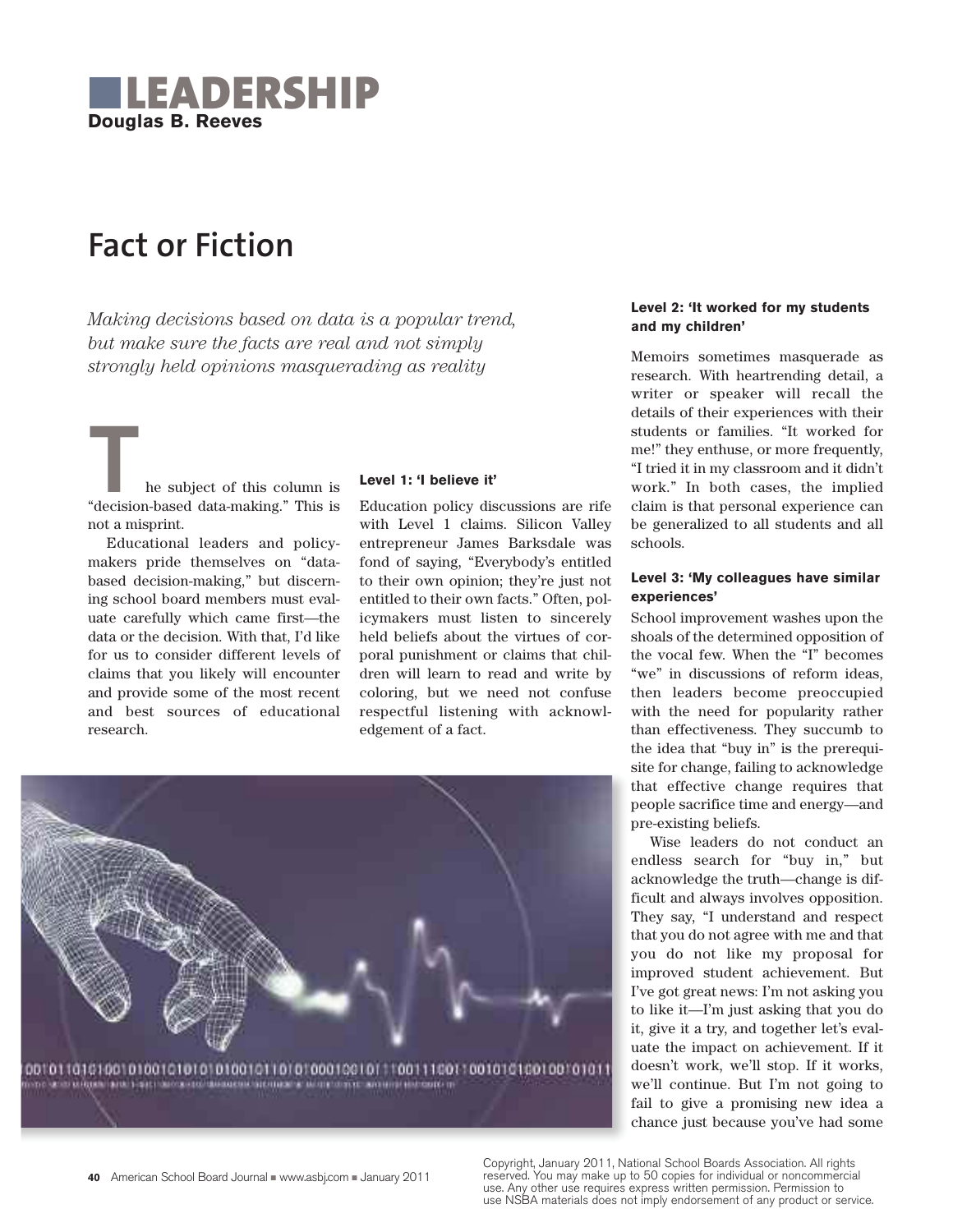# LEADERSHIP

**Douglas B. Reeves**

## Fact or Fiction

*Making decisions based on data is a popular trend, but make sure the facts are real and not simply strongly held opinions masquerading as reality*

The subject of this column is "decision-based data-making." This is not a misprint.

Educational leaders and policymakers pride themselves on "data-based decision-making," but discerning school board members must evaluate carefully which came first—the data or the decision. With that, I'd like for us to consider different levels of claims that you likely will encounter and provide some of the most recent and best sources of educational research.

### Level 1: 'I believe it'

Education policy discussions are rife with Level 1 claims. Silicon Valley entrepreneur James Barksdale was fond of saying, "Everybody's entitled to their own opinion; they're just not entitled to their own facts." Often, policymakers must listen to sincerely held beliefs about the virtues of corporal punishment or claims that children will learn to read and write by coloring, but we need not confuse respectful listening with acknowledgement of a fact.

### Level 2: 'It worked for my students and my children'

Memoirs sometimes masquerade as research. With heartrending detail, a writer or speaker will recall the details of their experiences with their students or families. "It worked for me!" they enthuse, or more frequently, "I tried it in my classroom and it didn't work." In both cases, the implied claim is that personal experience can be generalized to all students and all schools.

### Level 3: 'My colleagues have similar experiences'

School improvement washes upon the shoals of the determined opposition of the vocal few. When the "I" becomes "we" in discussions of reform ideas, then leaders become preoccupied with the need for popularity rather than effectiveness. They succumb to the idea that "buy in" is the prerequisite for change, failing to acknowledge that effective change requires that people sacrifice time and energy—and pre-existing beliefs.

Wise leaders do not conduct an endless search for "buy in," but acknowledge the truth—change is difficult and always involves opposition. They say, "I understand and respect that you do not agree with me and that you do not like my proposal for improved student achievement. But I've got great news: I'm not asking you to like it—I'm just asking that you do it, give it a try, and together let's evaluate the impact on achievement. If it doesn't work, we'll stop. If it works, we'll continue. But I'm not going to fail to give a promising new idea a chance just because you've had some

Copyright, January 2011, National School Boards Association. All rights reserved. You may make up to 50 copies for individual or noncommercial use. Any other use requires express written permission. Permission to use NSBA materials does not imply endorsement of any product or service.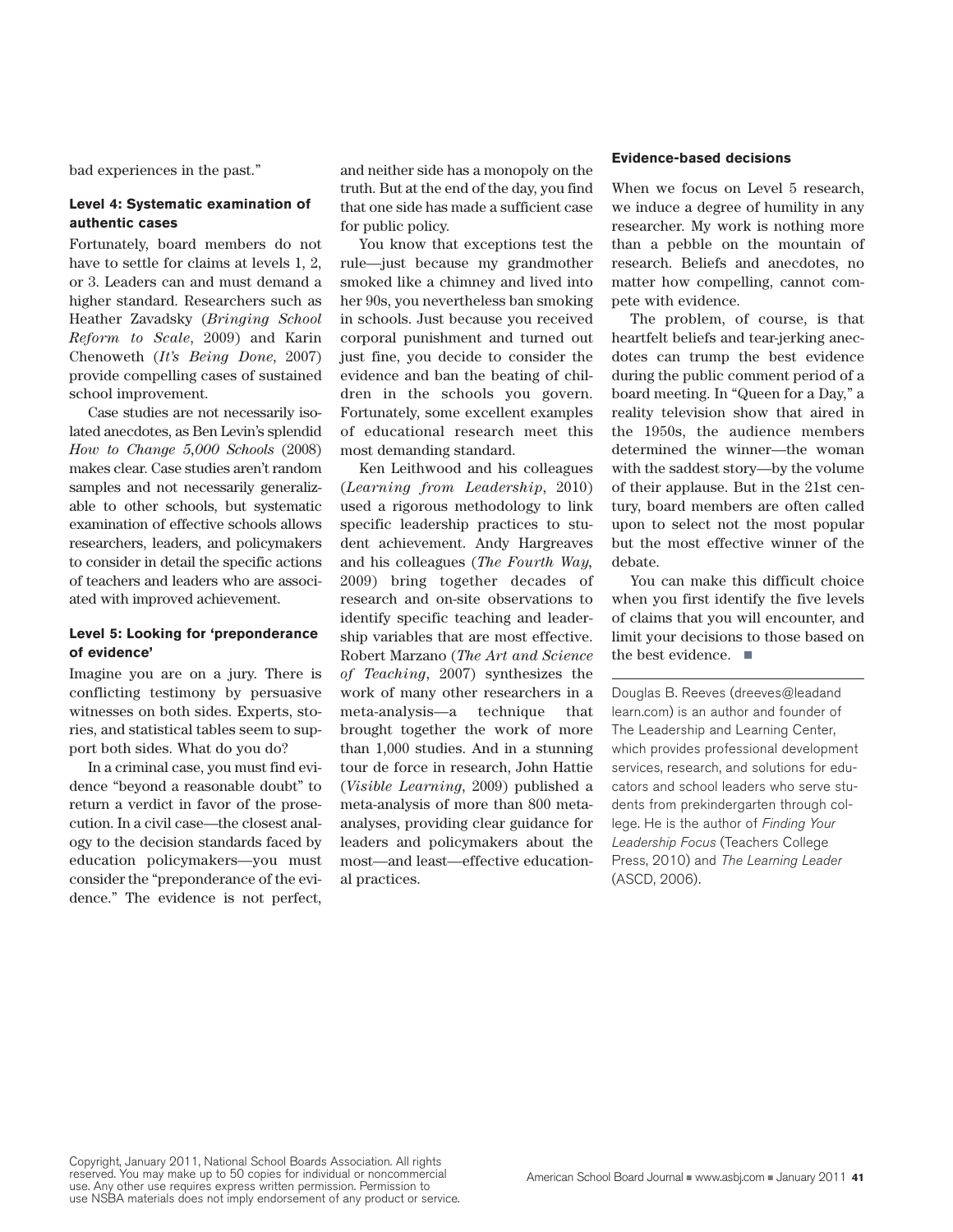bad experiences in the past."

### Level 4: Systematic examination of authentic cases

Fortunately, board members do not have to settle for claims at levels 1, 2, or 3. Leaders can and must demand a higher standard. Researchers such as Heather Zavadsky (*Bringing School Reform to Scale*, 2009) and Karin Chenoweth (*It's Being Done*, 2007) provide compelling cases of sustained school improvement.

Case studies are not necessarily isolated anecdotes, as Ben Levin's splendid *How to Change 5,000 Schools* (2008) makes clear. Case studies aren't random samples and not necessarily generalizable to other schools, but systematic examination of effective schools allows researchers, leaders, and policymakers to consider in detail the specific actions of teachers and leaders who are associated with improved achievement.

### Level 5: Looking for 'preponderance of evidence'

Imagine you are on a jury. There is conflicting testimony by persuasive witnesses on both sides. Experts, stories, and statistical tables seem to support both sides. What do you do?

In a criminal case, you must find evidence "beyond a reasonable doubt" to return a verdict in favor of the prosecution. In a civil case—the closest analogy to the decision standards faced by education policymakers—you must consider the "preponderance of the evidence." The evidence is not perfect, and neither side has a monopoly on the truth. But at the end of the day, you find that one side has made a sufficient case for public policy.

You know that exceptions test the rule—just because my grandmother smoked like a chimney and lived into her 90s, you nevertheless ban smoking in schools. Just because you received corporal punishment and turned out just fine, you decide to consider the evidence and ban the beating of children in the schools you govern. Fortunately, some excellent examples of educational research meet this most demanding standard.

Ken Leithwood and his colleagues (*Learning from Leadership*, 2010) used a rigorous methodology to link specific leadership practices to student achievement. Andy Hargreaves and his colleagues (*The Fourth Way*, 2009) bring together decades of research and on-site observations to identify specific teaching and leadership variables that are most effective. Robert Marzano (*The Art and Science of Teaching*, 2007) synthesizes the work of many other researchers in a meta-analysis—a technique that brought together the work of more than 1,000 studies. And in a stunning tour de force in research, John Hattie (*Visible Learning*, 2009) published a meta-analysis of more than 800 meta-analyses, providing clear guidance for leaders and policymakers about the most—and least—effective educational practices.

### Evidence-based decisions

When we focus on Level 5 research, we induce a degree of humility in any researcher. My work is nothing more than a pebble on the mountain of research. Beliefs and anecdotes, no matter how compelling, cannot compete with evidence.

The problem, of course, is that heartfelt beliefs and tear-jerking anecdotes can trump the best evidence during the public comment period of a board meeting. In "Queen for a Day," a reality television show that aired in the 1950s, the audience members determined the winner—the woman with the saddest story—by the volume of their applause. But in the 21st century, board members are often called upon to select not the most popular but the most effective winner of the debate.

You can make this difficult choice when you first identify the five levels of claims that you will encounter, and limit your decisions to those based on the best evidence. ■

---

Douglas B. Reeves (dreeves@leadandlearn.com) is an author and founder of The Leadership and Learning Center, which provides professional development services, research, and solutions for educators and school leaders who serve students from prekindergarten through college. He is the author of *Finding Your Leadership Focus* (Teachers College Press, 2010) and *The Learning Leader* (ASCD, 2006).

Copyright, January 2011, National School Boards Association. All rights reserved. You may make up to 50 copies for individual or noncommercial use. Any other use requires express written permission. Permission to use NSBA materials does not imply endorsement of any product or service.